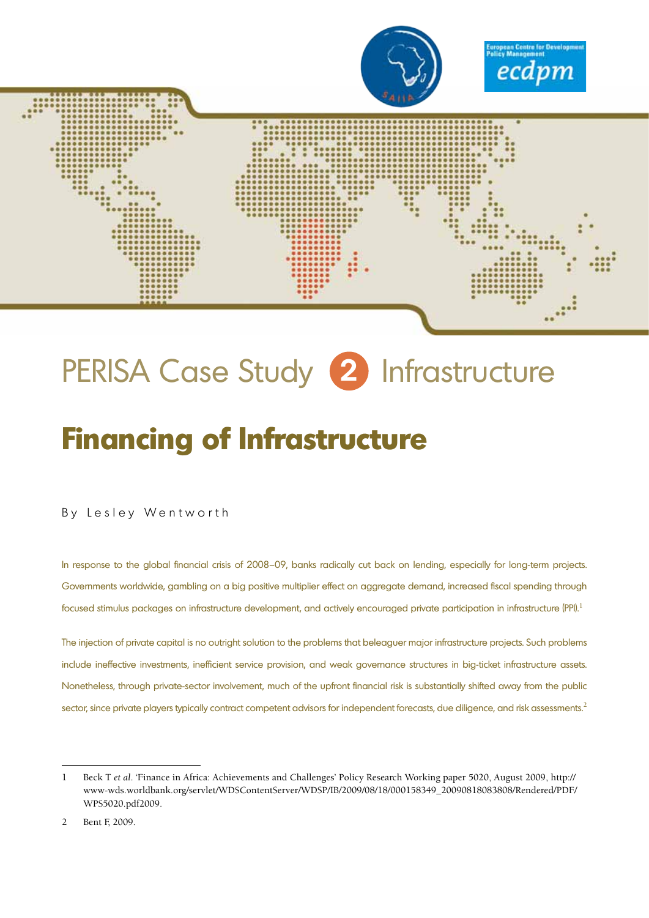PERISA Case Study 2 Infrastructure

# Financing of Infrastructure

By Lesley Wentworth

In response to the global financial crisis of 2008–09, banks radically cut back on lending, especially for long-term projects. Governments worldwide, gambling on a big positive multiplier effect on aggregate demand, increased fiscal spending through focused stimulus packages on infrastructure development, and actively encouraged private participation in infrastructure (PPI).[1]

The injection of private capital is no outright solution to the problems that beleaguer major infrastructure projects. Such problems include ineffective investments, inefficient service provision, and weak governance structures in big-ticket infrastructure assets. Nonetheless, through private-sector involvement, much of the upfront financial risk is substantially shifted away from the public sector, since private players typically contract competent advisors for independent forecasts, due diligence, and risk assessments.[2]

---

1 Beck T *et al*. 'Finance in Africa: Achievements and Challenges' Policy Research Working paper 5020, August 2009, http://www-wds.worldbank.org/servlet/WDSContentServer/WDSP/IB/2009/08/18/000158349_20090818083808/Rendered/PDF/WPS5020.pdf2009.

2 Bent F, 2009.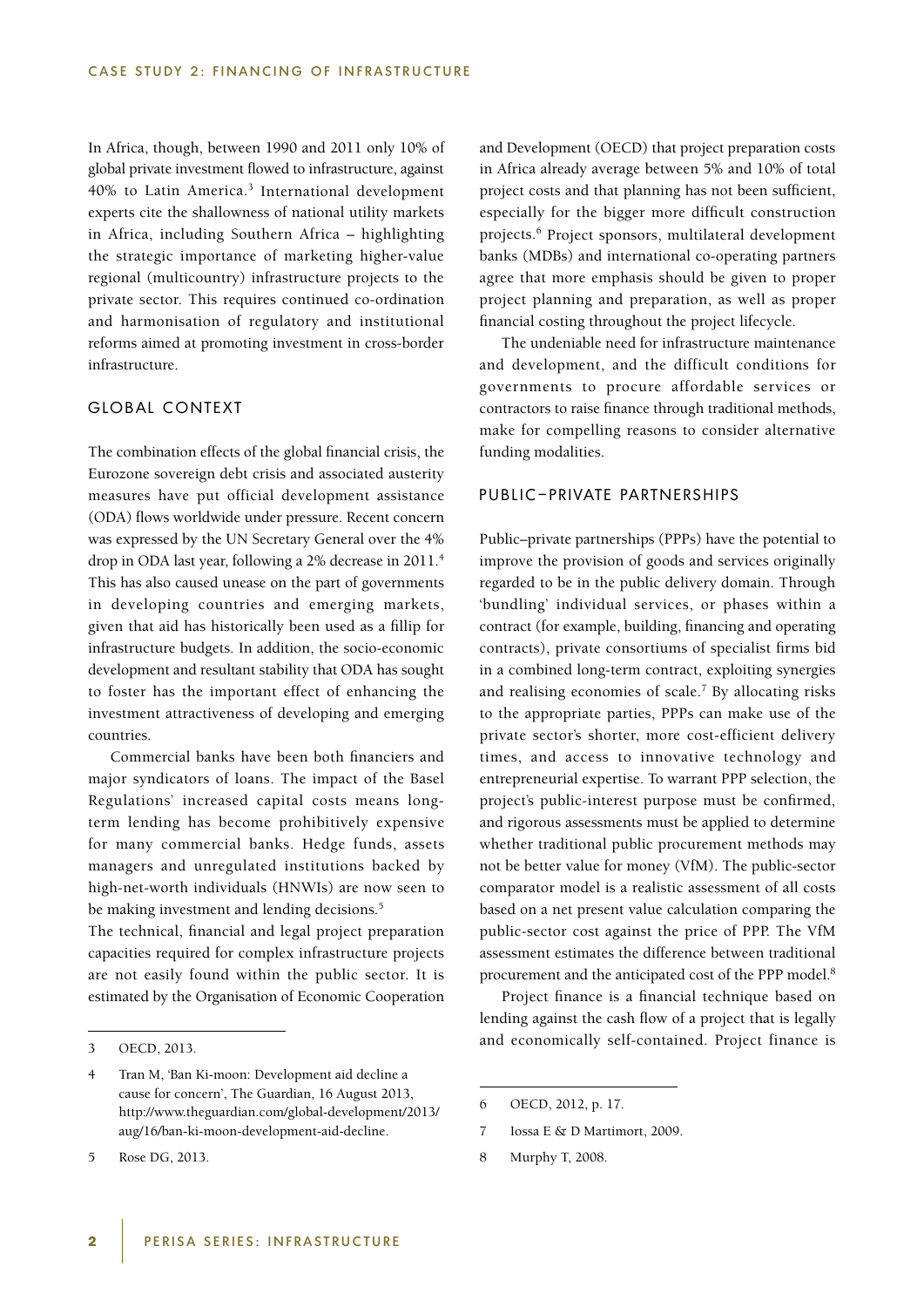In Africa, though, between 1990 and 2011 only 10% of global private investment flowed to infrastructure, against 40% to Latin America.[3] International development experts cite the shallowness of national utility markets in Africa, including Southern Africa – highlighting the strategic importance of marketing higher-value regional (multicountry) infrastructure projects to the private sector. This requires continued co-ordination and harmonisation of regulatory and institutional reforms aimed at promoting investment in cross-border infrastructure.

## GLOBAL CONTEXT

The combination effects of the global financial crisis, the Eurozone sovereign debt crisis and associated austerity measures have put official development assistance (ODA) flows worldwide under pressure. Recent concern was expressed by the UN Secretary General over the 4% drop in ODA last year, following a 2% decrease in 2011.[4] This has also caused unease on the part of governments in developing countries and emerging markets, given that aid has historically been used as a fillip for infrastructure budgets. In addition, the socio-economic development and resultant stability that ODA has sought to foster has the important effect of enhancing the investment attractiveness of developing and emerging countries.

Commercial banks have been both financiers and major syndicators of loans. The impact of the Basel Regulations' increased capital costs means long-term lending has become prohibitively expensive for many commercial banks. Hedge funds, assets managers and unregulated institutions backed by high-net-worth individuals (HNWIs) are now seen to be making investment and lending decisions.[5]

The technical, financial and legal project preparation capacities required for complex infrastructure projects are not easily found within the public sector. It is estimated by the Organisation of Economic Cooperation and Development (OECD) that project preparation costs in Africa already average between 5% and 10% of total project costs and that planning has not been sufficient, especially for the bigger more difficult construction projects.[6] Project sponsors, multilateral development banks (MDBs) and international co-operating partners agree that more emphasis should be given to proper project planning and preparation, as well as proper financial costing throughout the project lifecycle.

The undeniable need for infrastructure maintenance and development, and the difficult conditions for governments to procure affordable services or contractors to raise finance through traditional methods, make for compelling reasons to consider alternative funding modalities.

## PUBLIC–PRIVATE PARTNERSHIPS

Public–private partnerships (PPPs) have the potential to improve the provision of goods and services originally regarded to be in the public delivery domain. Through 'bundling' individual services, or phases within a contract (for example, building, financing and operating contracts), private consortiums of specialist firms bid in a combined long-term contract, exploiting synergies and realising economies of scale.[7] By allocating risks to the appropriate parties, PPPs can make use of the private sector's shorter, more cost-efficient delivery times, and access to innovative technology and entrepreneurial expertise. To warrant PPP selection, the project's public-interest purpose must be confirmed, and rigorous assessments must be applied to determine whether traditional public procurement methods may not be better value for money (VfM). The public-sector comparator model is a realistic assessment of all costs based on a net present value calculation comparing the public-sector cost against the price of PPP. The VfM assessment estimates the difference between traditional procurement and the anticipated cost of the PPP model.[8]

Project finance is a financial technique based on lending against the cash flow of a project that is legally and economically self-contained. Project finance is

---

3 OECD, 2013.

4 Tran M, 'Ban Ki-moon: Development aid decline a cause for concern', The Guardian, 16 August 2013, http://www.theguardian.com/global-development/2013/aug/16/ban-ki-moon-development-aid-decline.

5 Rose DG, 2013.

6 OECD, 2012, p. 17.

7 Iossa E & D Martimort, 2009.

8 Murphy T, 2008.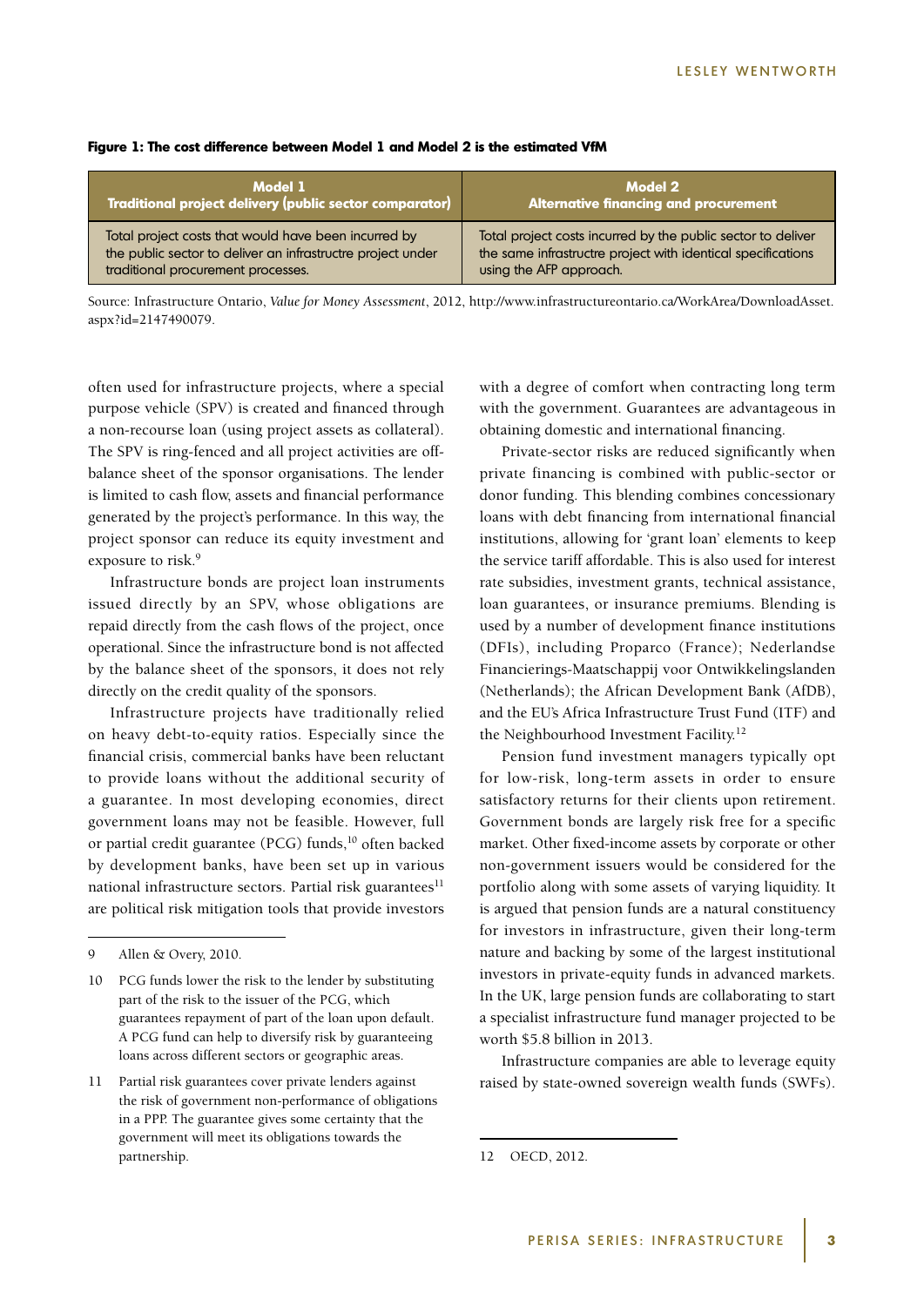**Figure 1: The cost difference between Model 1 and Model 2 is the estimated VfM**

| Model 1<br>Traditional project delivery (public sector comparator) | Model 2<br>Alternative financing and procurement |
|---|---|
| Total project costs that would have been incurred by the public sector to deliver an infrastructre project under traditional procurement processes. | Total project costs incurred by the public sector to deliver the same infrastructre project with identical specifications using the AFP approach. |

Source: Infrastructure Ontario, *Value for Money Assessment*, 2012, http://www.infrastructureontario.ca/WorkArea/DownloadAsset.aspx?id=2147490079.

often used for infrastructure projects, where a special purpose vehicle (SPV) is created and financed through a non-recourse loan (using project assets as collateral). The SPV is ring-fenced and all project activities are off-balance sheet of the sponsor organisations. The lender is limited to cash flow, assets and financial performance generated by the project's performance. In this way, the project sponsor can reduce its equity investment and exposure to risk.[9]

Infrastructure bonds are project loan instruments issued directly by an SPV, whose obligations are repaid directly from the cash flows of the project, once operational. Since the infrastructure bond is not affected by the balance sheet of the sponsors, it does not rely directly on the credit quality of the sponsors.

Infrastructure projects have traditionally relied on heavy debt-to-equity ratios. Especially since the financial crisis, commercial banks have been reluctant to provide loans without the additional security of a guarantee. In most developing economies, direct government loans may not be feasible. However, full or partial credit guarantee (PCG) funds,[10] often backed by development banks, have been set up in various national infrastructure sectors. Partial risk guarantees[11] are political risk mitigation tools that provide investors with a degree of comfort when contracting long term with the government. Guarantees are advantageous in obtaining domestic and international financing.

Private-sector risks are reduced significantly when private financing is combined with public-sector or donor funding. This blending combines concessionary loans with debt financing from international financial institutions, allowing for 'grant loan' elements to keep the service tariff affordable. This is also used for interest rate subsidies, investment grants, technical assistance, loan guarantees, or insurance premiums. Blending is used by a number of development finance institutions (DFIs), including Proparco (France); Nederlandse Financierings-Maatschappij voor Ontwikkelingslanden (Netherlands); the African Development Bank (AfDB), and the EU's Africa Infrastructure Trust Fund (ITF) and the Neighbourhood Investment Facility.[12]

Pension fund investment managers typically opt for low-risk, long-term assets in order to ensure satisfactory returns for their clients upon retirement. Government bonds are largely risk free for a specific market. Other fixed-income assets by corporate or other non-government issuers would be considered for the portfolio along with some assets of varying liquidity. It is argued that pension funds are a natural constituency for investors in infrastructure, given their long-term nature and backing by some of the largest institutional investors in private-equity funds in advanced markets. In the UK, large pension funds are collaborating to start a specialist infrastructure fund manager projected to be worth $5.8 billion in 2013.

Infrastructure companies are able to leverage equity raised by state-owned sovereign wealth funds (SWFs).

---

9 Allen & Overy, 2010.

10 PCG funds lower the risk to the lender by substituting part of the risk to the issuer of the PCG, which guarantees repayment of part of the loan upon default. A PCG fund can help to diversify risk by guaranteeing loans across different sectors or geographic areas.

11 Partial risk guarantees cover private lenders against the risk of government non-performance of obligations in a PPP. The guarantee gives some certainty that the government will meet its obligations towards the partnership.

12 OECD, 2012.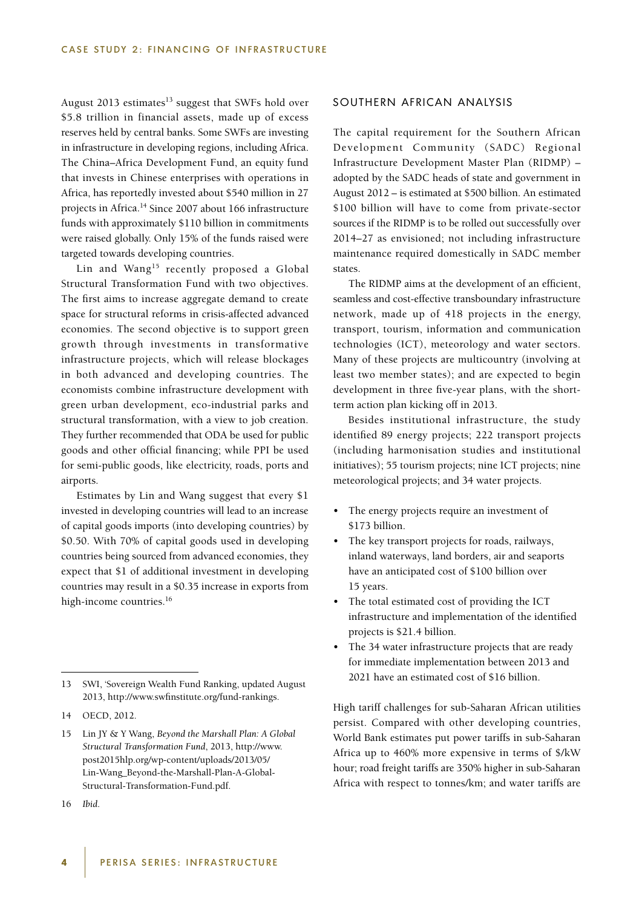August 2013 estimates[13] suggest that SWFs hold over $5.8 trillion in financial assets, made up of excess reserves held by central banks. Some SWFs are investing in infrastructure in developing regions, including Africa. The China–Africa Development Fund, an equity fund that invests in Chinese enterprises with operations in Africa, has reportedly invested about $540 million in 27 projects in Africa.[14] Since 2007 about 166 infrastructure funds with approximately $110 billion in commitments were raised globally. Only 15% of the funds raised were targeted towards developing countries.

Lin and Wang[15] recently proposed a Global Structural Transformation Fund with two objectives. The first aims to increase aggregate demand to create space for structural reforms in crisis-affected advanced economies. The second objective is to support green growth through investments in transformative infrastructure projects, which will release blockages in both advanced and developing countries. The economists combine infrastructure development with green urban development, eco-industrial parks and structural transformation, with a view to job creation. They further recommended that ODA be used for public goods and other official financing; while PPI be used for semi-public goods, like electricity, roads, ports and airports.

Estimates by Lin and Wang suggest that every $1 invested in developing countries will lead to an increase of capital goods imports (into developing countries) by $0.50. With 70% of capital goods used in developing countries being sourced from advanced economies, they expect that $1 of additional investment in developing countries may result in a $0.35 increase in exports from high-income countries.[16]

13 SWI, 'Sovereign Wealth Fund Ranking, updated August 2013, http://www.swfinstitute.org/fund-rankings.

14 OECD, 2012.

15 Lin JY & Y Wang, *Beyond the Marshall Plan: A Global Structural Transformation Fund*, 2013, http://www.post2015hlp.org/wp-content/uploads/2013/05/Lin-Wang_Beyond-the-Marshall-Plan-A-Global-Structural-Transformation-Fund.pdf.

16 *Ibid.*

## SOUTHERN AFRICAN ANALYSIS

The capital requirement for the Southern African Development Community (SADC) Regional Infrastructure Development Master Plan (RIDMP) – adopted by the SADC heads of state and government in August 2012 – is estimated at $500 billion. An estimated $100 billion will have to come from private-sector sources if the RIDMP is to be rolled out successfully over 2014–27 as envisioned; not including infrastructure maintenance required domestically in SADC member states.

The RIDMP aims at the development of an efficient, seamless and cost-effective transboundary infrastructure network, made up of 418 projects in the energy, transport, tourism, information and communication technologies (ICT), meteorology and water sectors. Many of these projects are multicountry (involving at least two member states); and are expected to begin development in three five-year plans, with the short-term action plan kicking off in 2013.

Besides institutional infrastructure, the study identified 89 energy projects; 222 transport projects (including harmonisation studies and institutional initiatives); 55 tourism projects; nine ICT projects; nine meteorological projects; and 34 water projects.

- The energy projects require an investment of $173 billion.
- The key transport projects for roads, railways, inland waterways, land borders, air and seaports have an anticipated cost of $100 billion over 15 years.
- The total estimated cost of providing the ICT infrastructure and implementation of the identified projects is $21.4 billion.
- The 34 water infrastructure projects that are ready for immediate implementation between 2013 and 2021 have an estimated cost of $16 billion.

High tariff challenges for sub-Saharan African utilities persist. Compared with other developing countries, World Bank estimates put power tariffs in sub-Saharan Africa up to 460% more expensive in terms of $/kW hour; road freight tariffs are 350% higher in sub-Saharan Africa with respect to tonnes/km; and water tariffs are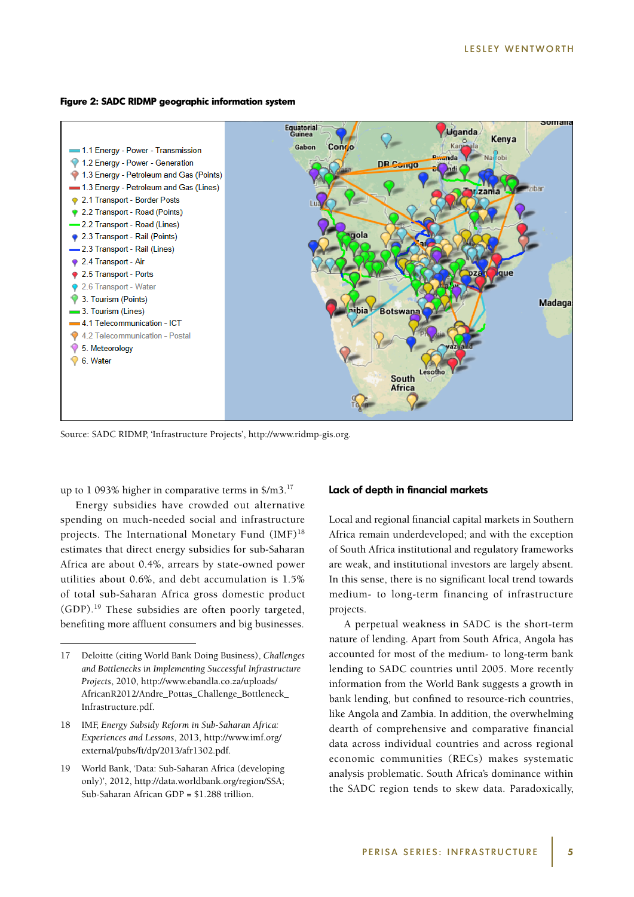**Figure 2: SADC RIDMP geographic information system**

Source: SADC RIDMP, 'Infrastructure Projects', http://www.ridmp-gis.org.

up to 1 093% higher in comparative terms in $/m3.[17]

Energy subsidies have crowded out alternative spending on much-needed social and infrastructure projects. The International Monetary Fund (IMF)[18] estimates that direct energy subsidies for sub-Saharan Africa are about 0.4%, arrears by state-owned power utilities about 0.6%, and debt accumulation is 1.5% of total sub-Saharan Africa gross domestic product (GDP).[19] These subsidies are often poorly targeted, benefiting more affluent consumers and big businesses.

### Lack of depth in financial markets

Local and regional financial capital markets in Southern Africa remain underdeveloped; and with the exception of South Africa institutional and regulatory frameworks are weak, and institutional investors are largely absent. In this sense, there is no significant local trend towards medium- to long-term financing of infrastructure projects.

A perpetual weakness in SADC is the short-term nature of lending. Apart from South Africa, Angola has accounted for most of the medium- to long-term bank lending to SADC countries until 2005. More recently information from the World Bank suggests a growth in bank lending, but confined to resource-rich countries, like Angola and Zambia. In addition, the overwhelming dearth of comprehensive and comparative financial data across individual countries and across regional economic communities (RECs) makes systematic analysis problematic. South Africa's dominance within the SADC region tends to skew data. Paradoxically,

---

17 Deloitte (citing World Bank Doing Business), *Challenges and Bottlenecks in Implementing Successful Infrastructure Projects*, 2010, http://www.ebandla.co.za/uploads/AfricanR2012/Andre_Pottas_Challenge_Bottleneck_Infrastructure.pdf.

18 IMF, *Energy Subsidy Reform in Sub-Saharan Africa: Experiences and Lessons*, 2013, http://www.imf.org/external/pubs/ft/dp/2013/afr1302.pdf.

19 World Bank, 'Data: Sub-Saharan Africa (developing only)', 2012, http://data.worldbank.org/region/SSA; Sub-Saharan African GDP = $1.288 trillion.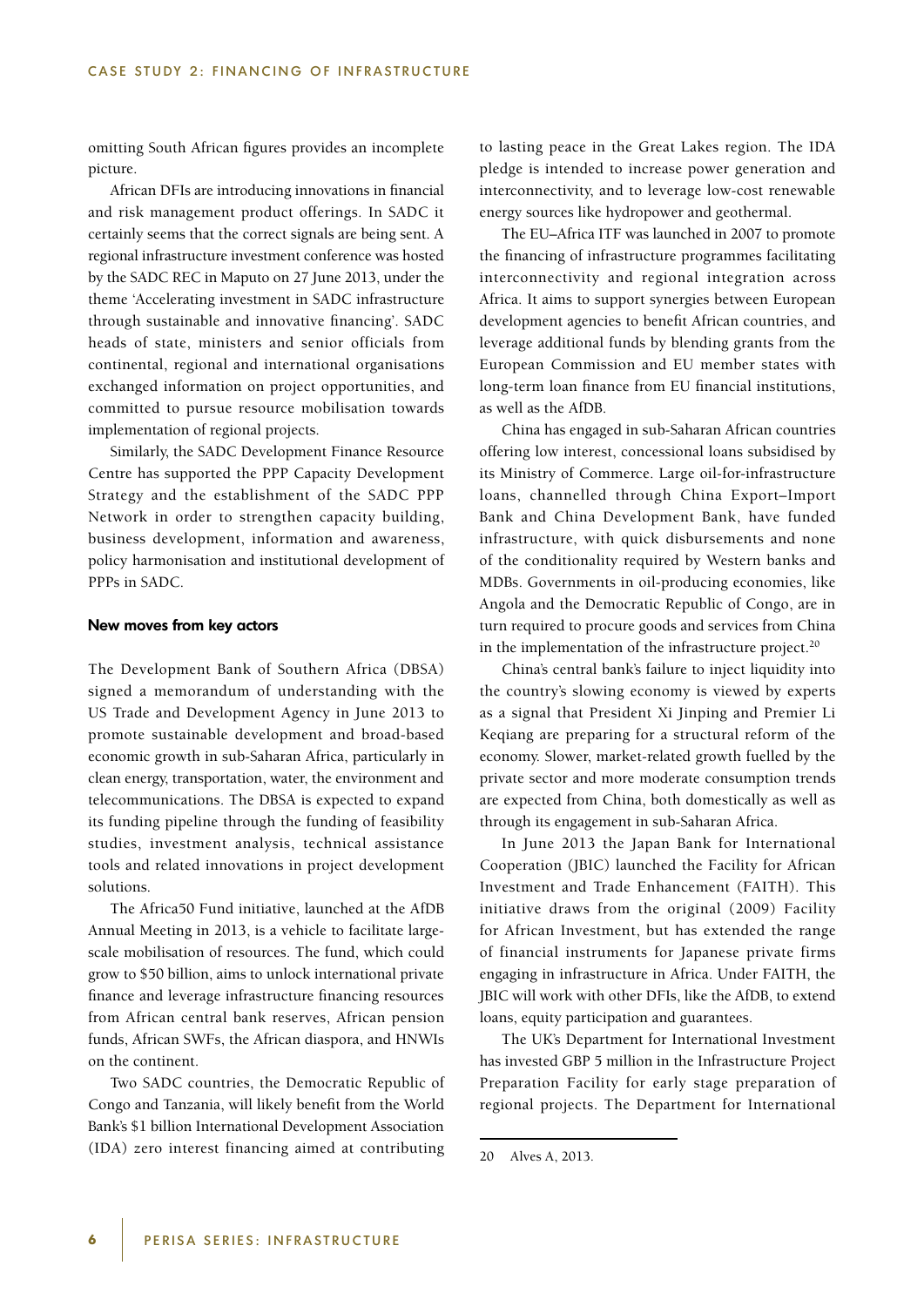omitting South African figures provides an incomplete picture.

African DFIs are introducing innovations in financial and risk management product offerings. In SADC it certainly seems that the correct signals are being sent. A regional infrastructure investment conference was hosted by the SADC REC in Maputo on 27 June 2013, under the theme 'Accelerating investment in SADC infrastructure through sustainable and innovative financing'. SADC heads of state, ministers and senior officials from continental, regional and international organisations exchanged information on project opportunities, and committed to pursue resource mobilisation towards implementation of regional projects.

Similarly, the SADC Development Finance Resource Centre has supported the PPP Capacity Development Strategy and the establishment of the SADC PPP Network in order to strengthen capacity building, business development, information and awareness, policy harmonisation and institutional development of PPPs in SADC.

### New moves from key actors

The Development Bank of Southern Africa (DBSA) signed a memorandum of understanding with the US Trade and Development Agency in June 2013 to promote sustainable development and broad-based economic growth in sub-Saharan Africa, particularly in clean energy, transportation, water, the environment and telecommunications. The DBSA is expected to expand its funding pipeline through the funding of feasibility studies, investment analysis, technical assistance tools and related innovations in project development solutions.

The Africa50 Fund initiative, launched at the AfDB Annual Meeting in 2013, is a vehicle to facilitate large-scale mobilisation of resources. The fund, which could grow to $50 billion, aims to unlock international private finance and leverage infrastructure financing resources from African central bank reserves, African pension funds, African SWFs, the African diaspora, and HNWIs on the continent.

Two SADC countries, the Democratic Republic of Congo and Tanzania, will likely benefit from the World Bank's $1 billion International Development Association (IDA) zero interest financing aimed at contributing to lasting peace in the Great Lakes region. The IDA pledge is intended to increase power generation and interconnectivity, and to leverage low-cost renewable energy sources like hydropower and geothermal.

The EU–Africa ITF was launched in 2007 to promote the financing of infrastructure programmes facilitating interconnectivity and regional integration across Africa. It aims to support synergies between European development agencies to benefit African countries, and leverage additional funds by blending grants from the European Commission and EU member states with long-term loan finance from EU financial institutions, as well as the AfDB.

China has engaged in sub-Saharan African countries offering low interest, concessional loans subsidised by its Ministry of Commerce. Large oil-for-infrastructure loans, channelled through China Export–Import Bank and China Development Bank, have funded infrastructure, with quick disbursements and none of the conditionality required by Western banks and MDBs. Governments in oil-producing economies, like Angola and the Democratic Republic of Congo, are in turn required to procure goods and services from China in the implementation of the infrastructure project.[20]

China's central bank's failure to inject liquidity into the country's slowing economy is viewed by experts as a signal that President Xi Jinping and Premier Li Keqiang are preparing for a structural reform of the economy. Slower, market-related growth fuelled by the private sector and more moderate consumption trends are expected from China, both domestically as well as through its engagement in sub-Saharan Africa.

In June 2013 the Japan Bank for International Cooperation (JBIC) launched the Facility for African Investment and Trade Enhancement (FAITH). This initiative draws from the original (2009) Facility for African Investment, but has extended the range of financial instruments for Japanese private firms engaging in infrastructure in Africa. Under FAITH, the JBIC will work with other DFIs, like the AfDB, to extend loans, equity participation and guarantees.

The UK's Department for International Investment has invested GBP 5 million in the Infrastructure Project Preparation Facility for early stage preparation of regional projects. The Department for International

20 Alves A, 2013.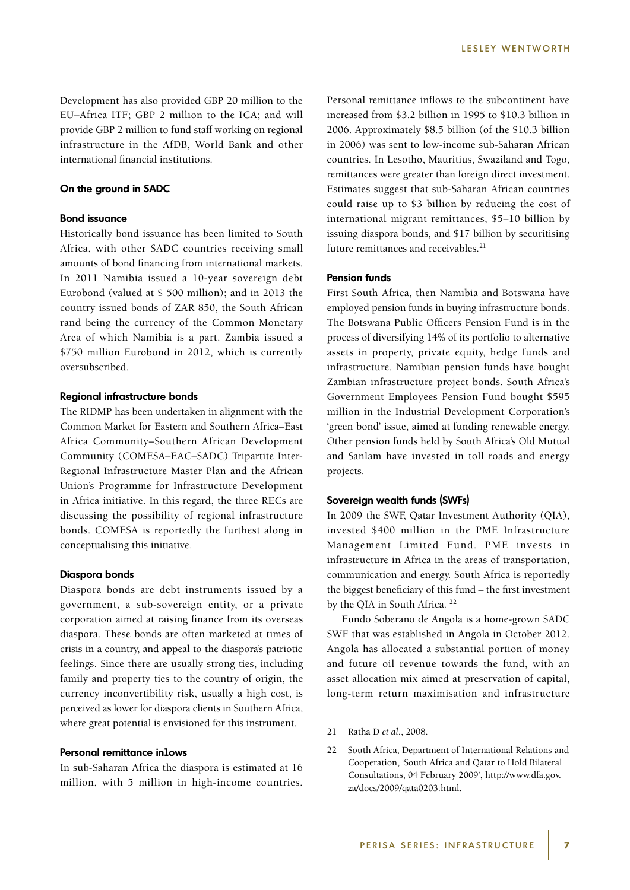Development has also provided GBP 20 million to the EU–Africa ITF; GBP 2 million to the ICA; and will provide GBP 2 million to fund staff working on regional infrastructure in the AfDB, World Bank and other international financial institutions.

## On the ground in SADC

### Bond issuance

Historically bond issuance has been limited to South Africa, with other SADC countries receiving small amounts of bond financing from international markets. In 2011 Namibia issued a 10-year sovereign debt Eurobond (valued at $ 500 million); and in 2013 the country issued bonds of ZAR 850, the South African rand being the currency of the Common Monetary Area of which Namibia is a part. Zambia issued a $750 million Eurobond in 2012, which is currently oversubscribed.

### Regional infrastructure bonds

The RIDMP has been undertaken in alignment with the Common Market for Eastern and Southern Africa–East Africa Community–Southern African Development Community (COMESA–EAC–SADC) Tripartite Inter-Regional Infrastructure Master Plan and the African Union's Programme for Infrastructure Development in Africa initiative. In this regard, the three RECs are discussing the possibility of regional infrastructure bonds. COMESA is reportedly the furthest along in conceptualising this initiative.

### Diaspora bonds

Diaspora bonds are debt instruments issued by a government, a sub-sovereign entity, or a private corporation aimed at raising finance from its overseas diaspora. These bonds are often marketed at times of crisis in a country, and appeal to the diaspora's patriotic feelings. Since there are usually strong ties, including family and property ties to the country of origin, the currency inconvertibility risk, usually a high cost, is perceived as lower for diaspora clients in Southern Africa, where great potential is envisioned for this instrument.

### Personal remittance in1ows

In sub-Saharan Africa the diaspora is estimated at 16 million, with 5 million in high-income countries. Personal remittance inflows to the subcontinent have increased from $3.2 billion in 1995 to $10.3 billion in 2006. Approximately $8.5 billion (of the $10.3 billion in 2006) was sent to low-income sub-Saharan African countries. In Lesotho, Mauritius, Swaziland and Togo, remittances were greater than foreign direct investment. Estimates suggest that sub-Saharan African countries could raise up to $3 billion by reducing the cost of international migrant remittances, $5–10 billion by issuing diaspora bonds, and $17 billion by securitising future remittances and receivables.[21]

### Pension funds

First South Africa, then Namibia and Botswana have employed pension funds in buying infrastructure bonds. The Botswana Public Officers Pension Fund is in the process of diversifying 14% of its portfolio to alternative assets in property, private equity, hedge funds and infrastructure. Namibian pension funds have bought Zambian infrastructure project bonds. South Africa's Government Employees Pension Fund bought $595 million in the Industrial Development Corporation's 'green bond' issue, aimed at funding renewable energy. Other pension funds held by South Africa's Old Mutual and Sanlam have invested in toll roads and energy projects.

### Sovereign wealth funds (SWFs)

In 2009 the SWF, Qatar Investment Authority (QIA), invested $400 million in the PME Infrastructure Management Limited Fund. PME invests in infrastructure in Africa in the areas of transportation, communication and energy. South Africa is reportedly the biggest beneficiary of this fund – the first investment by the QIA in South Africa. [22]

Fundo Soberano de Angola is a home-grown SADC SWF that was established in Angola in October 2012. Angola has allocated a substantial portion of money and future oil revenue towards the fund, with an asset allocation mix aimed at preservation of capital, long-term return maximisation and infrastructure

---

21 Ratha D *et al*., 2008.

22 South Africa, Department of International Relations and Cooperation, 'South Africa and Qatar to Hold Bilateral Consultations, 04 February 2009', http://www.dfa.gov.za/docs/2009/qata0203.html.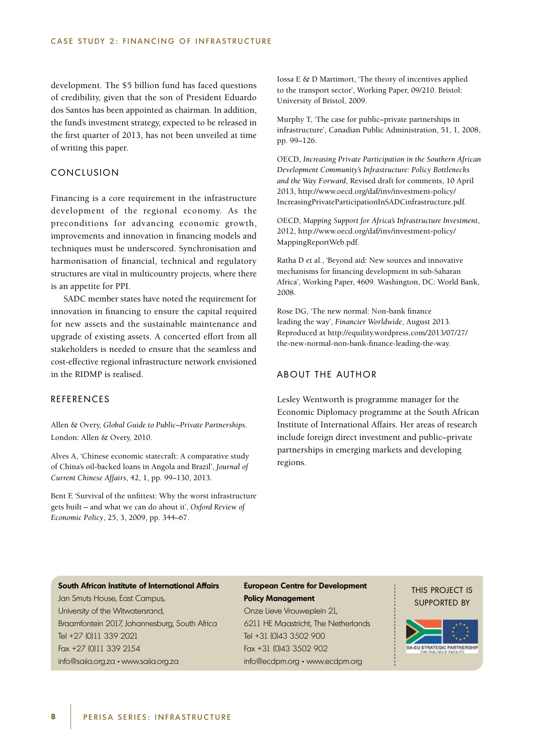development. The $5 billion fund has faced questions of credibility, given that the son of President Eduardo dos Santos has been appointed as chairman. In addition, the fund's investment strategy, expected to be released in the first quarter of 2013, has not been unveiled at time of writing this paper.

## CONCLUSION

Financing is a core requirement in the infrastructure development of the regional economy. As the preconditions for advancing economic growth, improvements and innovation in financing models and techniques must be underscored. Synchronisation and harmonisation of financial, technical and regulatory structures are vital in multicountry projects, where there is an appetite for PPI.

SADC member states have noted the requirement for innovation in financing to ensure the capital required for new assets and the sustainable maintenance and upgrade of existing assets. A concerted effort from all stakeholders is needed to ensure that the seamless and cost-effective regional infrastructure network envisioned in the RIDMP is realised.

## REFERENCES

Allen & Overy, *Global Guide to Public–Private Partnerships*. London: Allen & Overy, 2010.

Alves A, 'Chinese economic statecraft: A comparative study of China's oil-backed loans in Angola and Brazil', *Journal of Current Chinese Affairs*, 42, 1, pp. 99–130, 2013.

Bent F, 'Survival of the unfittest: Why the worst infrastructure gets built – and what we can do about it', *Oxford Review of Economic Policy*, 25, 3, 2009, pp. 344–67.

Iossa E & D Martimort, 'The theory of incentives applied to the transport sector', Working Paper, 09/210. Bristol: University of Bristol, 2009.

Murphy T, 'The case for public–private partnerships in infrastructure', Canadian Public Administration, 51, 1, 2008, pp. 99–126.

OECD, *Increasing Private Participation in the Southern African Development Community's Infrastructure: Policy Bottlenecks and the Way Forward*, Revised draft for comments, 10 April 2013, http://www.oecd.org/daf/inv/investment-policy/IncreasingPrivateParticipationInSADCinfrastructure.pdf.

OECD, *Mapping Support for Africa's Infrastructure Investment*, 2012, http://www.oecd.org/daf/inv/investment-policy/MappingReportWeb.pdf.

Ratha D et al., 'Beyond aid: New sources and innovative mechanisms for financing development in sub-Saharan Africa', Working Paper, 4609. Washington, DC: World Bank, 2008.

Rose DG, 'The new normal: Non-bank finance leading the way', *Financier Worldwide*, August 2013. Reproduced at http://equility.wordpress.com/2013/07/27/the-new-normal-non-bank-finance-leading-the-way.

## ABOUT THE AUTHOR

Lesley Wentworth is programme manager for the Economic Diplomacy programme at the South African Institute of International Affairs. Her areas of research include foreign direct investment and public–private partnerships in emerging markets and developing regions.

**South African Institute of International Affairs**
Jan Smuts House, East Campus,
University of the Witwatersrand,
Braamfontein 2017, Johannesburg, South Africa
Tel +27 (0)11 339 2021
Fax +27 (0)11 339 2154
info@saiia.org.za • www.saiia.org.za

**European Centre for Development Policy Management**
Onze Lieve Vrouweplein 21,
6211 HE Maastricht, The Netherlands
Tel +31 (0)43 3502 900
Fax +31 (0)43 3502 902
info@ecdpm.org • www.ecdpm.org

THIS PROJECT IS SUPPORTED BY

SA-EU STRATEGIC PARTNERSHIP
THE DIALOGUE FACILITY